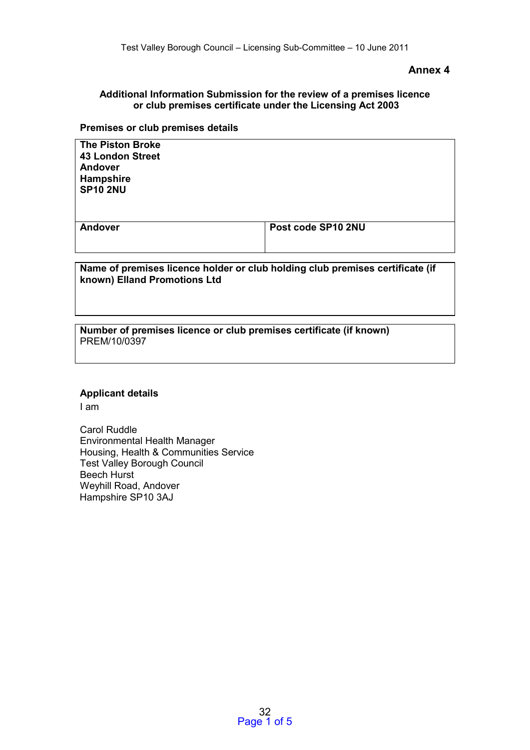**Annex 4**

**Additional Information Submission for the review of a premises licence or club premises certificate under the Licensing Act 2003**

**Premises or club premises details**

| **The Piston Broke**<br>**43 London Street**<br>**Andover**<br>**Hampshire**<br>**SP10 2NU** | |
|---|---|
| **Andover** | **Post code SP10 2NU** |

**Name of premises licence holder or club holding club premises certificate (if known) Elland Promotions Ltd**

**Number of premises licence or club premises certificate (if known)**
PREM/10/0397

**Applicant details**

I am

Carol Ruddle
Environmental Health Manager
Housing, Health & Communities Service
Test Valley Borough Council
Beech Hurst
Weyhill Road, Andover
Hampshire SP10 3AJ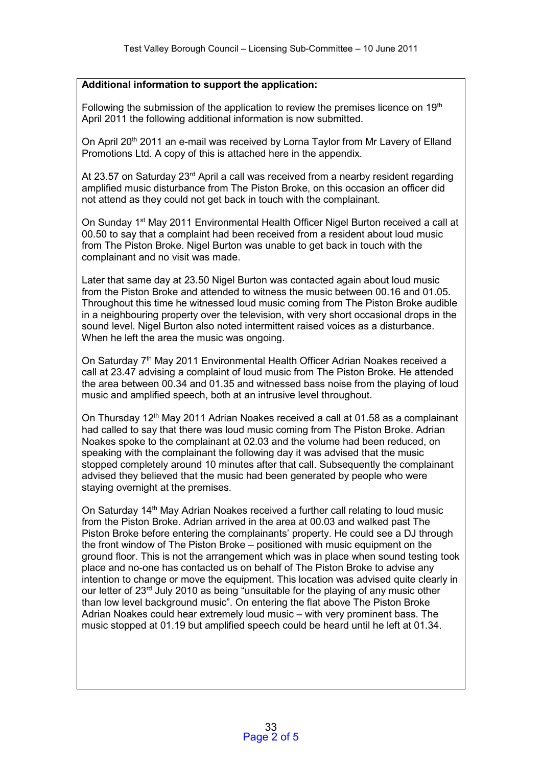**Additional information to support the application:**

Following the submission of the application to review the premises licence on 19th April 2011 the following additional information is now submitted.

On April 20th 2011 an e-mail was received by Lorna Taylor from Mr Lavery of Elland Promotions Ltd. A copy of this is attached here in the appendix.

At 23.57 on Saturday 23rd April a call was received from a nearby resident regarding amplified music disturbance from The Piston Broke, on this occasion an officer did not attend as they could not get back in touch with the complainant.

On Sunday 1st May 2011 Environmental Health Officer Nigel Burton received a call at 00.50 to say that a complaint had been received from a resident about loud music from The Piston Broke. Nigel Burton was unable to get back in touch with the complainant and no visit was made.

Later that same day at 23.50 Nigel Burton was contacted again about loud music from the Piston Broke and attended to witness the music between 00.16 and 01.05. Throughout this time he witnessed loud music coming from The Piston Broke audible in a neighbouring property over the television, with very short occasional drops in the sound level. Nigel Burton also noted intermittent raised voices as a disturbance. When he left the area the music was ongoing.

On Saturday 7th May 2011 Environmental Health Officer Adrian Noakes received a call at 23.47 advising a complaint of loud music from The Piston Broke. He attended the area between 00.34 and 01.35 and witnessed bass noise from the playing of loud music and amplified speech, both at an intrusive level throughout.

On Thursday 12th May 2011 Adrian Noakes received a call at 01.58 as a complainant had called to say that there was loud music coming from The Piston Broke. Adrian Noakes spoke to the complainant at 02.03 and the volume had been reduced, on speaking with the complainant the following day it was advised that the music stopped completely around 10 minutes after that call. Subsequently the complainant advised they believed that the music had been generated by people who were staying overnight at the premises.

On Saturday 14th May Adrian Noakes received a further call relating to loud music from the Piston Broke. Adrian arrived in the area at 00.03 and walked past The Piston Broke before entering the complainants' property. He could see a DJ through the front window of The Piston Broke – positioned with music equipment on the ground floor. This is not the arrangement which was in place when sound testing took place and no-one has contacted us on behalf of The Piston Broke to advise any intention to change or move the equipment. This location was advised quite clearly in our letter of 23rd July 2010 as being "unsuitable for the playing of any music other than low level background music". On entering the flat above The Piston Broke Adrian Noakes could hear extremely loud music – with very prominent bass. The music stopped at 01.19 but amplified speech could be heard until he left at 01.34.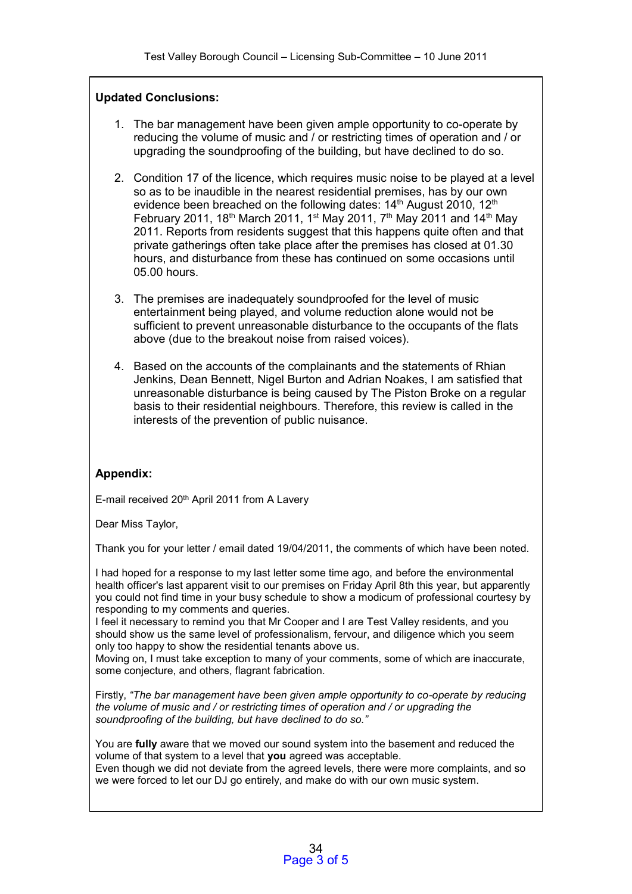**Updated Conclusions:**

1. The bar management have been given ample opportunity to co-operate by reducing the volume of music and / or restricting times of operation and / or upgrading the soundproofing of the building, but have declined to do so.

2. Condition 17 of the licence, which requires music noise to be played at a level so as to be inaudible in the nearest residential premises, has by our own evidence been breached on the following dates: 14th August 2010, 12th February 2011, 18th March 2011, 1st May 2011, 7th May 2011 and 14th May 2011. Reports from residents suggest that this happens quite often and that private gatherings often take place after the premises has closed at 01.30 hours, and disturbance from these has continued on some occasions until 05.00 hours.

3. The premises are inadequately soundproofed for the level of music entertainment being played, and volume reduction alone would not be sufficient to prevent unreasonable disturbance to the occupants of the flats above (due to the breakout noise from raised voices).

4. Based on the accounts of the complainants and the statements of Rhian Jenkins, Dean Bennett, Nigel Burton and Adrian Noakes, I am satisfied that unreasonable disturbance is being caused by The Piston Broke on a regular basis to their residential neighbours. Therefore, this review is called in the interests of the prevention of public nuisance.

**Appendix:**

E-mail received 20th April 2011 from A Lavery

Dear Miss Taylor,

Thank you for your letter / email dated 19/04/2011, the comments of which have been noted.

I had hoped for a response to my last letter some time ago, and before the environmental health officer's last apparent visit to our premises on Friday April 8th this year, but apparently you could not find time in your busy schedule to show a modicum of professional courtesy by responding to my comments and queries.
I feel it necessary to remind you that Mr Cooper and I are Test Valley residents, and you should show us the same level of professionalism, fervour, and diligence which you seem only too happy to show the residential tenants above us.
Moving on, I must take exception to many of your comments, some of which are inaccurate, some conjecture, and others, flagrant fabrication.

Firstly, *"The bar management have been given ample opportunity to co-operate by reducing the volume of music and / or restricting times of operation and / or upgrading the soundproofing of the building, but have declined to do so."*

You are **fully** aware that we moved our sound system into the basement and reduced the volume of that system to a level that **you** agreed was acceptable.
Even though we did not deviate from the agreed levels, there were more complaints, and so we were forced to let our DJ go entirely, and make do with our own music system.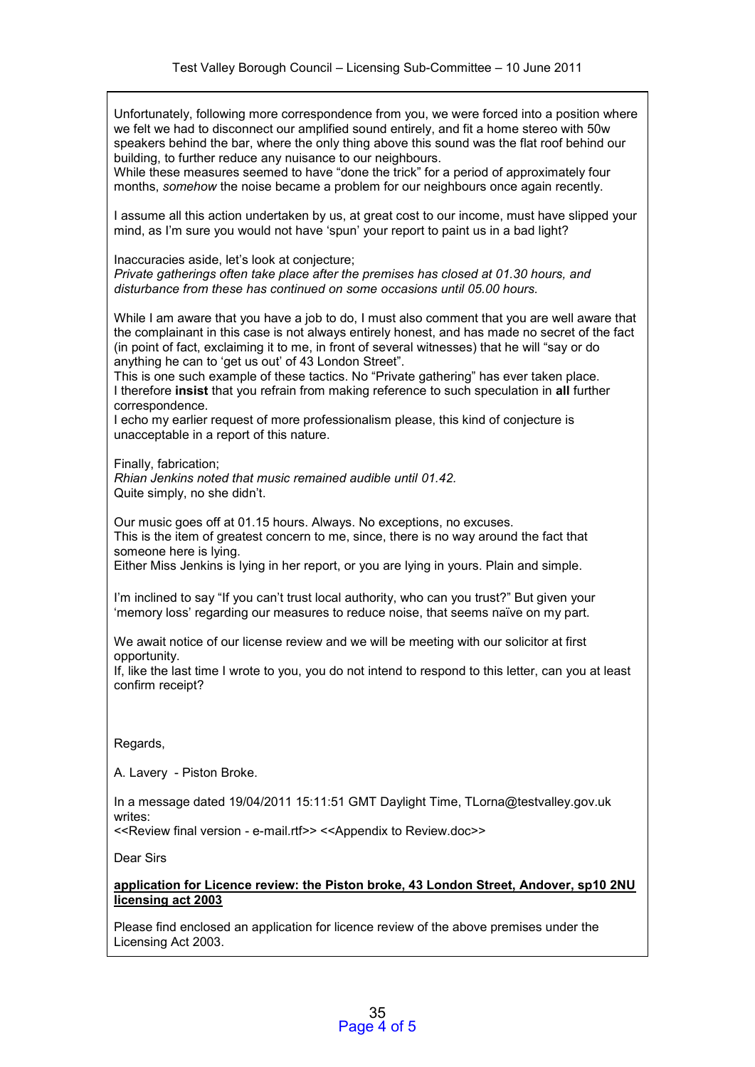Unfortunately, following more correspondence from you, we were forced into a position where we felt we had to disconnect our amplified sound entirely, and fit a home stereo with 50w speakers behind the bar, where the only thing above this sound was the flat roof behind our building, to further reduce any nuisance to our neighbours.
While these measures seemed to have "done the trick" for a period of approximately four months, *somehow* the noise became a problem for our neighbours once again recently.

I assume all this action undertaken by us, at great cost to our income, must have slipped your mind, as I'm sure you would not have 'spun' your report to paint us in a bad light?

Inaccuracies aside, let's look at conjecture;
*Private gatherings often take place after the premises has closed at 01.30 hours, and disturbance from these has continued on some occasions until 05.00 hours.*

While I am aware that you have a job to do, I must also comment that you are well aware that the complainant in this case is not always entirely honest, and has made no secret of the fact (in point of fact, exclaiming it to me, in front of several witnesses) that he will "say or do anything he can to 'get us out' of 43 London Street".
This is one such example of these tactics. No "Private gathering" has ever taken place.
I therefore **insist** that you refrain from making reference to such speculation in **all** further correspondence.
I echo my earlier request of more professionalism please, this kind of conjecture is unacceptable in a report of this nature.

Finally, fabrication;
*Rhian Jenkins noted that music remained audible until 01.42.*
Quite simply, no she didn't.

Our music goes off at 01.15 hours. Always. No exceptions, no excuses.
This is the item of greatest concern to me, since, there is no way around the fact that someone here is lying.
Either Miss Jenkins is lying in her report, or you are lying in yours. Plain and simple.

I'm inclined to say "If you can't trust local authority, who can you trust?" But given your 'memory loss' regarding our measures to reduce noise, that seems naïve on my part.

We await notice of our license review and we will be meeting with our solicitor at first opportunity.
If, like the last time I wrote to you, you do not intend to respond to this letter, can you at least confirm receipt?

Regards,

A. Lavery - Piston Broke.

In a message dated 19/04/2011 15:11:51 GMT Daylight Time, TLorna@testvalley.gov.uk writes:
<<Review final version - e-mail.rtf>> <<Appendix to Review.doc>>

Dear Sirs

**application for Licence review: the Piston broke, 43 London Street, Andover, sp10 2NU licensing act 2003**

Please find enclosed an application for licence review of the above premises under the Licensing Act 2003.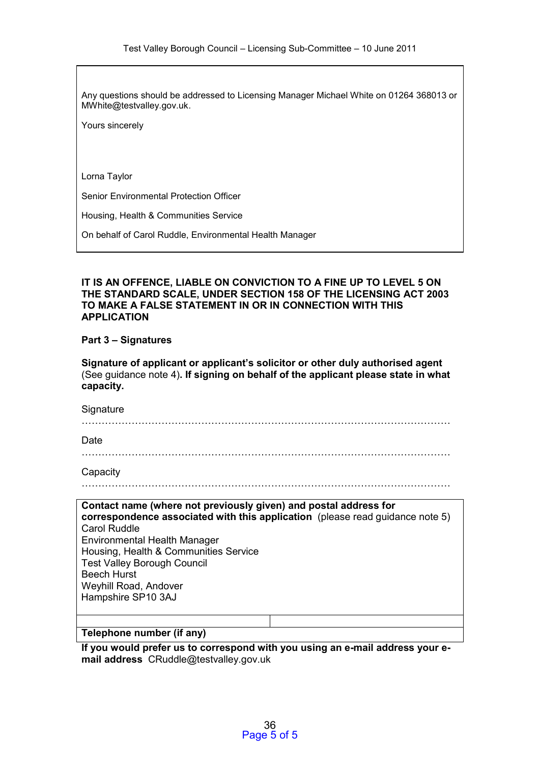Any questions should be addressed to Licensing Manager Michael White on 01264 368013 or MWhite@testvalley.gov.uk.

Yours sincerely

Lorna Taylor

Senior Environmental Protection Officer

Housing, Health & Communities Service

On behalf of Carol Ruddle, Environmental Health Manager

**IT IS AN OFFENCE, LIABLE ON CONVICTION TO A FINE UP TO LEVEL 5 ON THE STANDARD SCALE, UNDER SECTION 158 OF THE LICENSING ACT 2003 TO MAKE A FALSE STATEMENT IN OR IN CONNECTION WITH THIS APPLICATION**

**Part 3 – Signatures**

**Signature of applicant or applicant's solicitor or other duly authorised agent** (See guidance note 4)**. If signing on behalf of the applicant please state in what capacity.**

Signature
……………………………………………………………………………………………

Date
……………………………………………………………………………………………

Capacity
……………………………………………………………………………………………

**Contact name (where not previously given) and postal address for correspondence associated with this application** (please read guidance note 5)
Carol Ruddle
Environmental Health Manager
Housing, Health & Communities Service
Test Valley Borough Council
Beech Hurst
Weyhill Road, Andover
Hampshire SP10 3AJ

**Telephone number (if any)**

**If you would prefer us to correspond with you using an e-mail address your e-mail address** CRuddle@testvalley.gov.uk